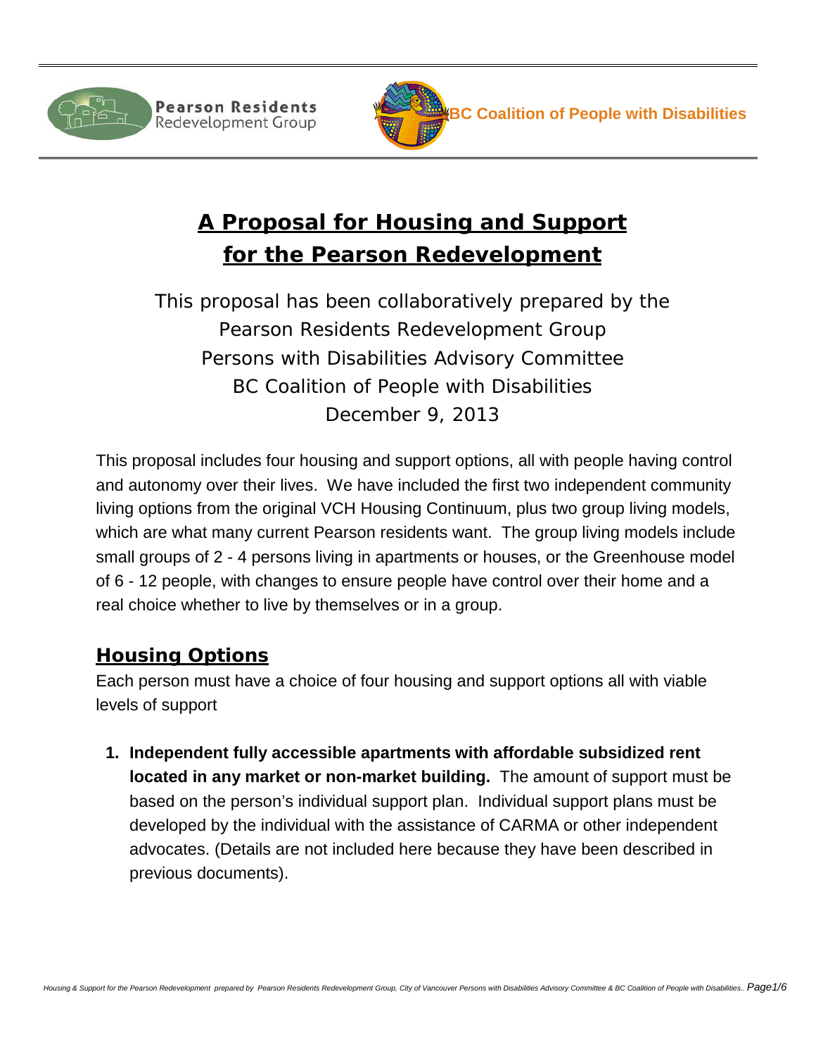Pearson Residents Redevelopment Group

BC Coalition of People with Disabilities

# A Proposal for Housing and Support for the Pearson Redevelopment

This proposal has been collaboratively prepared by the
Pearson Residents Redevelopment Group
Persons with Disabilities Advisory Committee
BC Coalition of People with Disabilities
December 9, 2013

This proposal includes four housing and support options, all with people having control and autonomy over their lives. We have included the first two independent community living options from the original VCH Housing Continuum, plus two group living models, which are what many current Pearson residents want. The group living models include small groups of 2 - 4 persons living in apartments or houses, or the Greenhouse model of 6 - 12 people, with changes to ensure people have control over their home and a real choice whether to live by themselves or in a group.

## Housing Options

Each person must have a choice of four housing and support options all with viable levels of support

1. **Independent fully accessible apartments with affordable subsidized rent located in any market or non-market building.** The amount of support must be based on the person's individual support plan. Individual support plans must be developed by the individual with the assistance of CARMA or other independent advocates. (Details are not included here because they have been described in previous documents).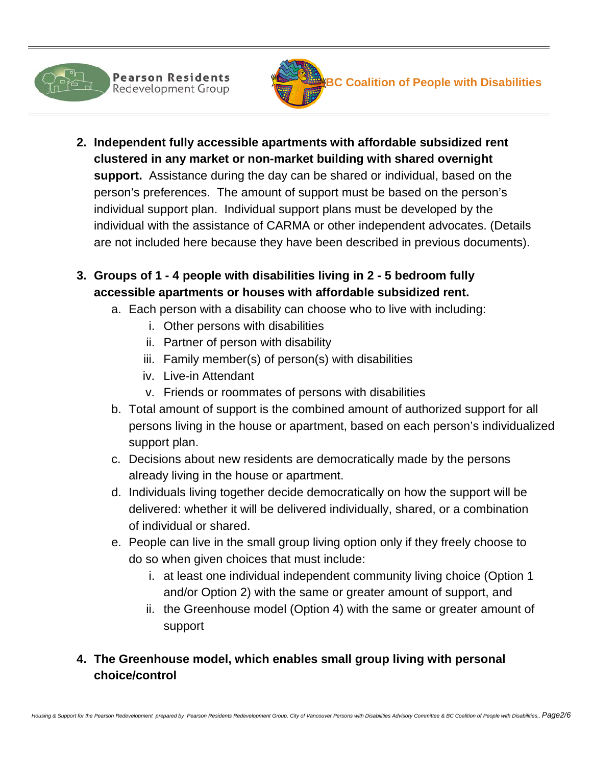2. **Independent fully accessible apartments with affordable subsidized rent clustered in any market or non-market building with shared overnight support.** Assistance during the day can be shared or individual, based on the person's preferences. The amount of support must be based on the person's individual support plan. Individual support plans must be developed by the individual with the assistance of CARMA or other independent advocates. (Details are not included here because they have been described in previous documents).

3. **Groups of 1 - 4 people with disabilities living in 2 - 5 bedroom fully accessible apartments or houses with affordable subsidized rent.**
   a. Each person with a disability can choose who to live with including:
      i. Other persons with disabilities
      ii. Partner of person with disability
      iii. Family member(s) of person(s) with disabilities
      iv. Live-in Attendant
      v. Friends or roommates of persons with disabilities
   b. Total amount of support is the combined amount of authorized support for all persons living in the house or apartment, based on each person's individualized support plan.
   c. Decisions about new residents are democratically made by the persons already living in the house or apartment.
   d. Individuals living together decide democratically on how the support will be delivered: whether it will be delivered individually, shared, or a combination of individual or shared.
   e. People can live in the small group living option only if they freely choose to do so when given choices that must include:
      i. at least one individual independent community living choice (Option 1 and/or Option 2) with the same or greater amount of support, and
      ii. the Greenhouse model (Option 4) with the same or greater amount of support

4. **The Greenhouse model, which enables small group living with personal choice/control**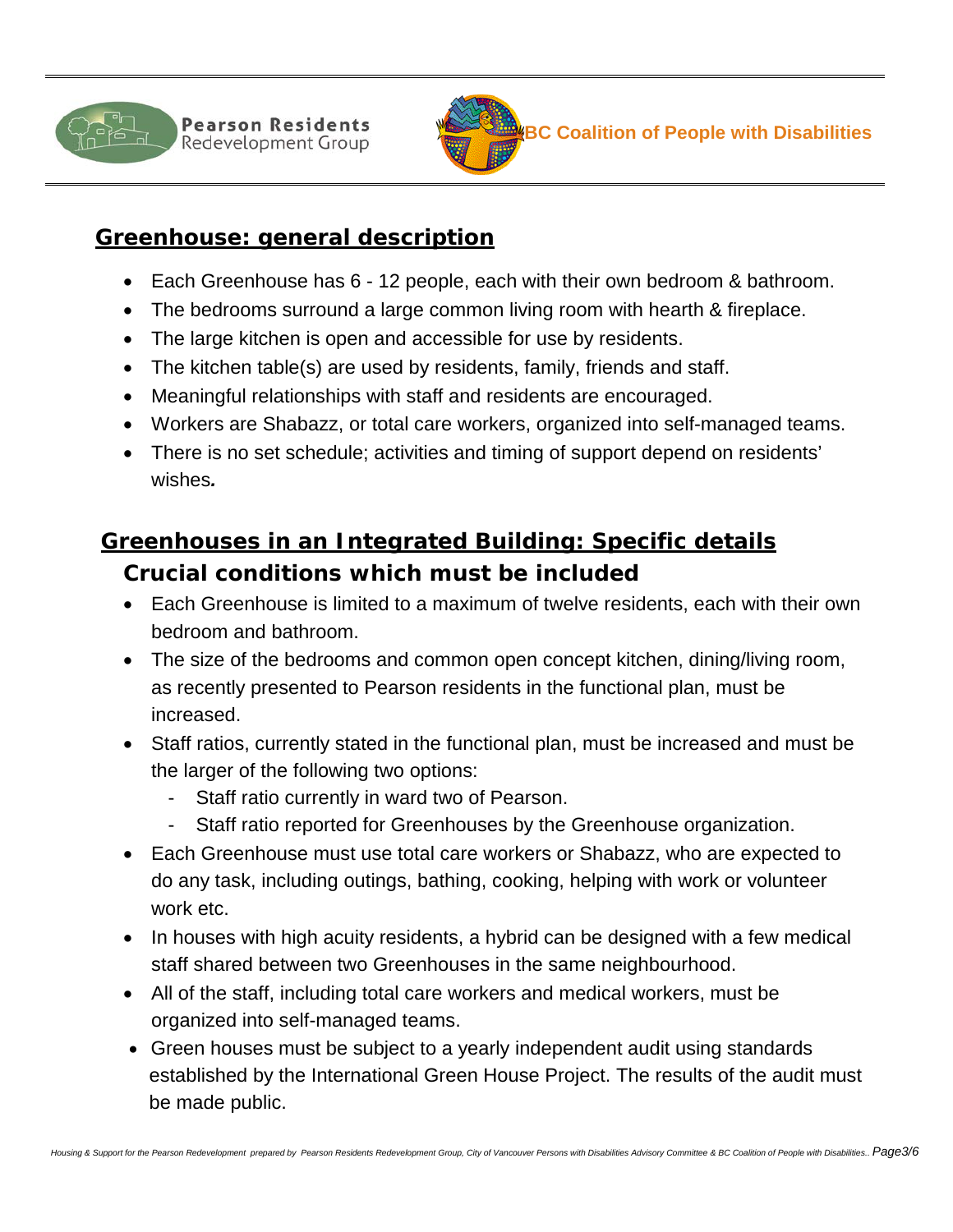## Greenhouse: general description

- Each Greenhouse has 6 - 12 people, each with their own bedroom & bathroom.
- The bedrooms surround a large common living room with hearth & fireplace.
- The large kitchen is open and accessible for use by residents.
- The kitchen table(s) are used by residents, family, friends and staff.
- Meaningful relationships with staff and residents are encouraged.
- Workers are Shabazz, or total care workers, organized into self-managed teams.
- There is no set schedule; activities and timing of support depend on residents' wishes*.*

## Greenhouses in an Integrated Building: Specific details

### Crucial conditions which must be included

- Each Greenhouse is limited to a maximum of twelve residents, each with their own bedroom and bathroom.
- The size of the bedrooms and common open concept kitchen, dining/living room, as recently presented to Pearson residents in the functional plan, must be increased.
- Staff ratios, currently stated in the functional plan, must be increased and must be the larger of the following two options:
  - Staff ratio currently in ward two of Pearson.
  - Staff ratio reported for Greenhouses by the Greenhouse organization.
- Each Greenhouse must use total care workers or Shabazz, who are expected to do any task, including outings, bathing, cooking, helping with work or volunteer work etc.
- In houses with high acuity residents, a hybrid can be designed with a few medical staff shared between two Greenhouses in the same neighbourhood.
- All of the staff, including total care workers and medical workers, must be organized into self-managed teams.
- Green houses must be subject to a yearly independent audit using standards established by the International Green House Project. The results of the audit must be made public.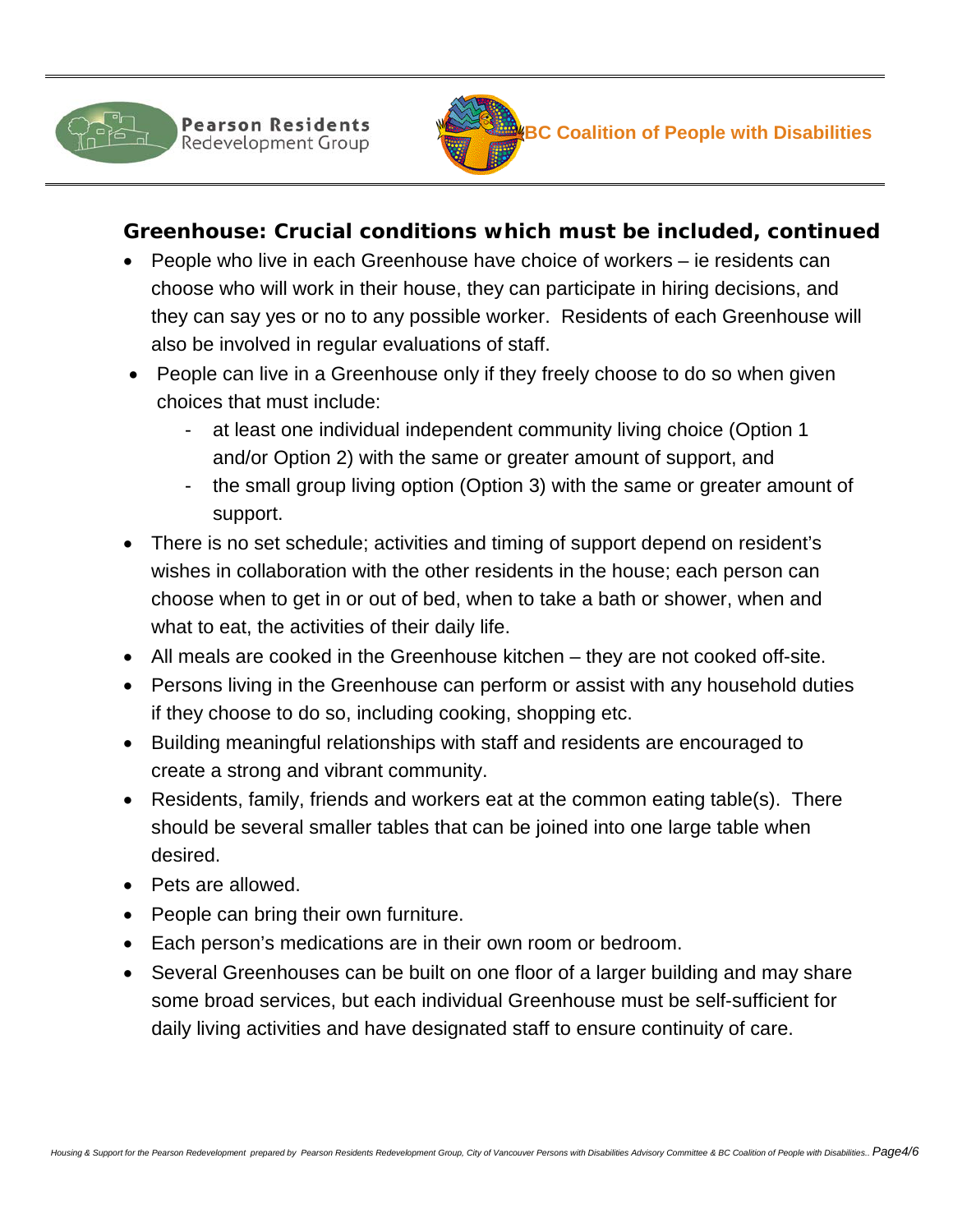## Greenhouse: Crucial conditions which must be included, continued

- People who live in each Greenhouse have choice of workers – ie residents can choose who will work in their house, they can participate in hiring decisions, and they can say yes or no to any possible worker. Residents of each Greenhouse will also be involved in regular evaluations of staff.
- People can live in a Greenhouse only if they freely choose to do so when given choices that must include:
  - at least one individual independent community living choice (Option 1 and/or Option 2) with the same or greater amount of support, and
  - the small group living option (Option 3) with the same or greater amount of support.
- There is no set schedule; activities and timing of support depend on resident's wishes in collaboration with the other residents in the house; each person can choose when to get in or out of bed, when to take a bath or shower, when and what to eat, the activities of their daily life.
- All meals are cooked in the Greenhouse kitchen – they are not cooked off-site.
- Persons living in the Greenhouse can perform or assist with any household duties if they choose to do so, including cooking, shopping etc.
- Building meaningful relationships with staff and residents are encouraged to create a strong and vibrant community.
- Residents, family, friends and workers eat at the common eating table(s). There should be several smaller tables that can be joined into one large table when desired.
- Pets are allowed.
- People can bring their own furniture.
- Each person's medications are in their own room or bedroom.
- Several Greenhouses can be built on one floor of a larger building and may share some broad services, but each individual Greenhouse must be self-sufficient for daily living activities and have designated staff to ensure continuity of care.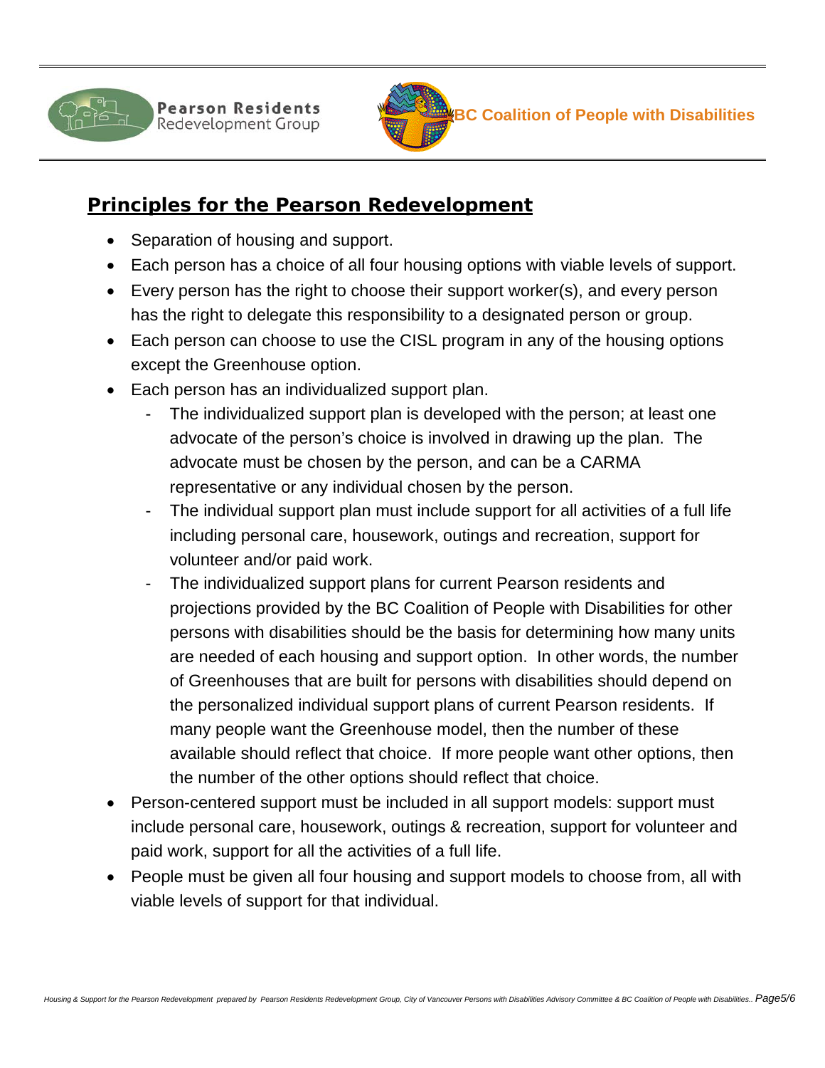## Principles for the Pearson Redevelopment

- Separation of housing and support.
- Each person has a choice of all four housing options with viable levels of support.
- Every person has the right to choose their support worker(s), and every person has the right to delegate this responsibility to a designated person or group.
- Each person can choose to use the CISL program in any of the housing options except the Greenhouse option.
- Each person has an individualized support plan.
  - The individualized support plan is developed with the person; at least one advocate of the person's choice is involved in drawing up the plan. The advocate must be chosen by the person, and can be a CARMA representative or any individual chosen by the person.
  - The individual support plan must include support for all activities of a full life including personal care, housework, outings and recreation, support for volunteer and/or paid work.
  - The individualized support plans for current Pearson residents and projections provided by the BC Coalition of People with Disabilities for other persons with disabilities should be the basis for determining how many units are needed of each housing and support option. In other words, the number of Greenhouses that are built for persons with disabilities should depend on the personalized individual support plans of current Pearson residents. If many people want the Greenhouse model, then the number of these available should reflect that choice. If more people want other options, then the number of the other options should reflect that choice.
- Person-centered support must be included in all support models: support must include personal care, housework, outings & recreation, support for volunteer and paid work, support for all the activities of a full life.
- People must be given all four housing and support models to choose from, all with viable levels of support for that individual.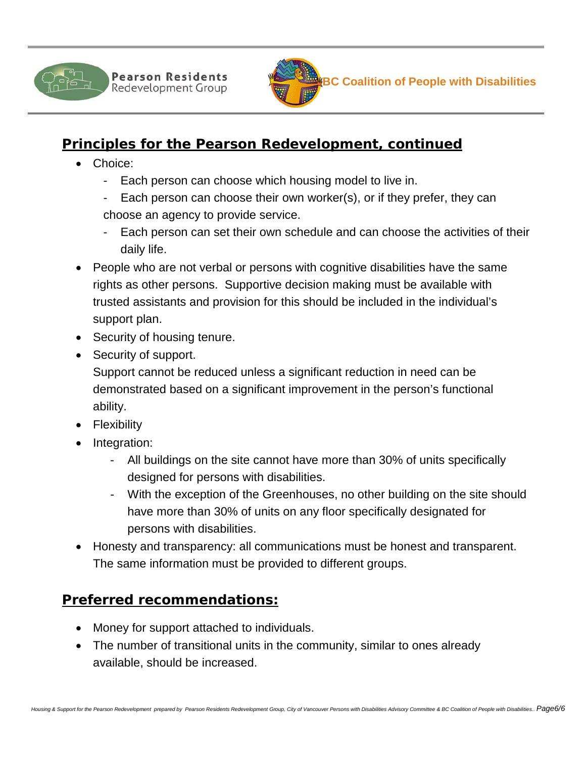## Principles for the Pearson Redevelopment, continued

- Choice:
  - Each person can choose which housing model to live in.
  - Each person can choose their own worker(s), or if they prefer, they can choose an agency to provide service.
  - Each person can set their own schedule and can choose the activities of their daily life.
- People who are not verbal or persons with cognitive disabilities have the same rights as other persons. Supportive decision making must be available with trusted assistants and provision for this should be included in the individual's support plan.
- Security of housing tenure.
- Security of support.
  Support cannot be reduced unless a significant reduction in need can be demonstrated based on a significant improvement in the person's functional ability.
- Flexibility
- Integration:
  - All buildings on the site cannot have more than 30% of units specifically designed for persons with disabilities.
  - With the exception of the Greenhouses, no other building on the site should have more than 30% of units on any floor specifically designated for persons with disabilities.
- Honesty and transparency: all communications must be honest and transparent. The same information must be provided to different groups.

## Preferred recommendations:

- Money for support attached to individuals.
- The number of transitional units in the community, similar to ones already available, should be increased.